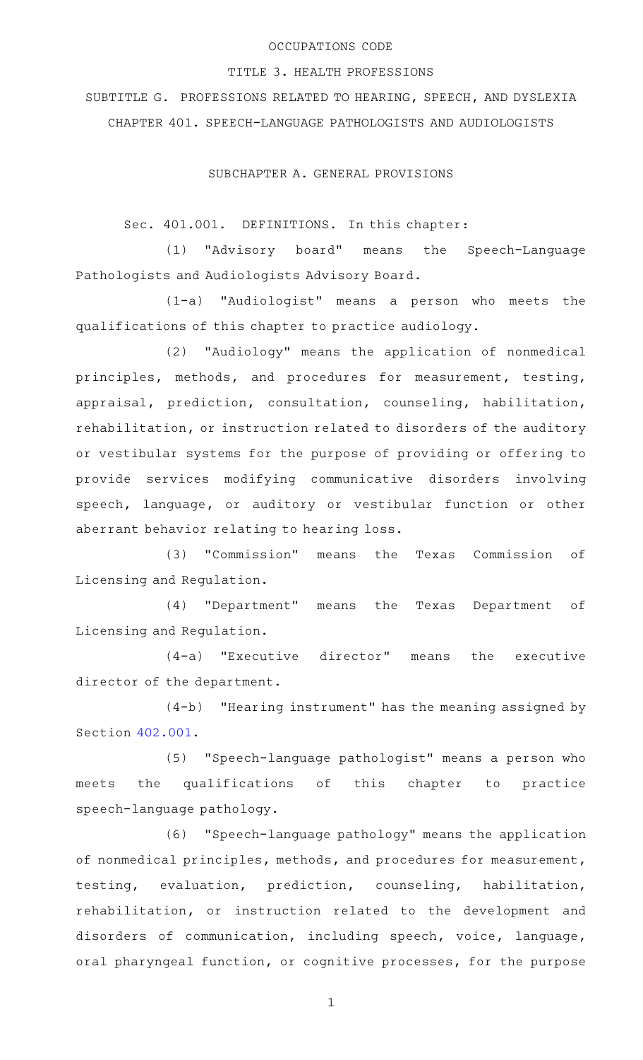OCCUPATIONS CODE

TITLE 3. HEALTH PROFESSIONS

SUBTITLE G. PROFESSIONS RELATED TO HEARING, SPEECH, AND DYSLEXIA

CHAPTER 401. SPEECH-LANGUAGE PATHOLOGISTS AND AUDIOLOGISTS

SUBCHAPTER A. GENERAL PROVISIONS

Sec. 401.001. DEFINITIONS. In this chapter:

(1) "Advisory board" means the Speech-Language Pathologists and Audiologists Advisory Board.

(1-a) "Audiologist" means a person who meets the qualifications of this chapter to practice audiology.

(2) "Audiology" means the application of nonmedical principles, methods, and procedures for measurement, testing, appraisal, prediction, consultation, counseling, habilitation, rehabilitation, or instruction related to disorders of the auditory or vestibular systems for the purpose of providing or offering to provide services modifying communicative disorders involving speech, language, or auditory or vestibular function or other aberrant behavior relating to hearing loss.

(3) "Commission" means the Texas Commission of Licensing and Regulation.

(4) "Department" means the Texas Department of Licensing and Regulation.

(4-a) "Executive director" means the executive director of the department.

(4-b) "Hearing instrument" has the meaning assigned by Section 402.001.

(5) "Speech-language pathologist" means a person who meets the qualifications of this chapter to practice speech-language pathology.

(6) "Speech-language pathology" means the application of nonmedical principles, methods, and procedures for measurement, testing, evaluation, prediction, counseling, habilitation, rehabilitation, or instruction related to the development and disorders of communication, including speech, voice, language, oral pharyngeal function, or cognitive processes, for the purpose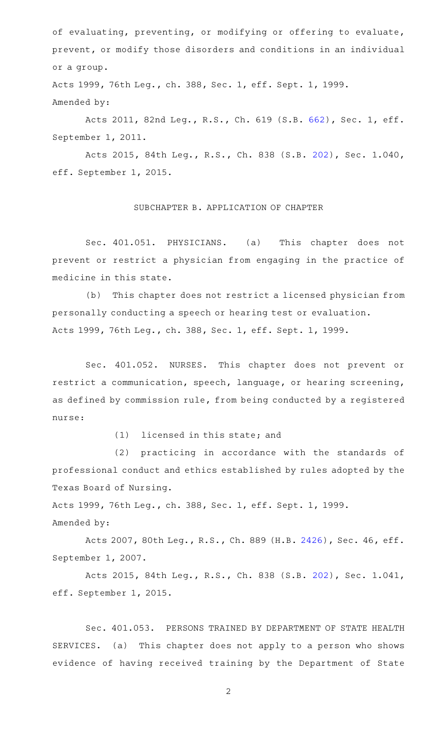of evaluating, preventing, or modifying or offering to evaluate, prevent, or modify those disorders and conditions in an individual or a group.

Acts 1999, 76th Leg., ch. 388, Sec. 1, eff. Sept. 1, 1999.
Amended by:

Acts 2011, 82nd Leg., R.S., Ch. 619 (S.B. 662), Sec. 1, eff. September 1, 2011.

Acts 2015, 84th Leg., R.S., Ch. 838 (S.B. 202), Sec. 1.040, eff. September 1, 2015.

## SUBCHAPTER B. APPLICATION OF CHAPTER

Sec. 401.051. PHYSICIANS. (a) This chapter does not prevent or restrict a physician from engaging in the practice of medicine in this state.

(b) This chapter does not restrict a licensed physician from personally conducting a speech or hearing test or evaluation.

Acts 1999, 76th Leg., ch. 388, Sec. 1, eff. Sept. 1, 1999.

Sec. 401.052. NURSES. This chapter does not prevent or restrict a communication, speech, language, or hearing screening, as defined by commission rule, from being conducted by a registered nurse:

(1) licensed in this state; and

(2) practicing in accordance with the standards of professional conduct and ethics established by rules adopted by the Texas Board of Nursing.

Acts 1999, 76th Leg., ch. 388, Sec. 1, eff. Sept. 1, 1999.
Amended by:

Acts 2007, 80th Leg., R.S., Ch. 889 (H.B. 2426), Sec. 46, eff. September 1, 2007.

Acts 2015, 84th Leg., R.S., Ch. 838 (S.B. 202), Sec. 1.041, eff. September 1, 2015.

Sec. 401.053. PERSONS TRAINED BY DEPARTMENT OF STATE HEALTH SERVICES. (a) This chapter does not apply to a person who shows evidence of having received training by the Department of State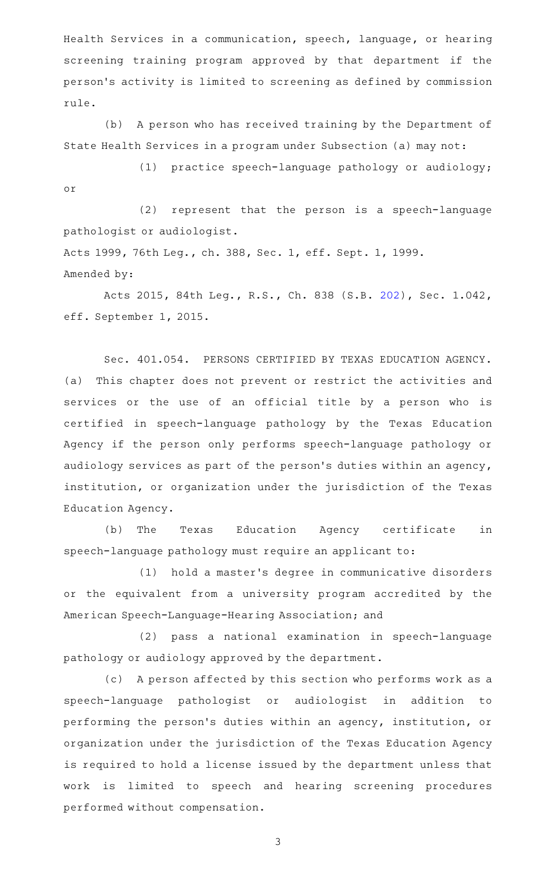Health Services in a communication, speech, language, or hearing screening training program approved by that department if the person's activity is limited to screening as defined by commission rule.

(b) A person who has received training by the Department of State Health Services in a program under Subsection (a) may not:

(1) practice speech-language pathology or audiology; or

(2) represent that the person is a speech-language pathologist or audiologist.

Acts 1999, 76th Leg., ch. 388, Sec. 1, eff. Sept. 1, 1999.

Amended by:

Acts 2015, 84th Leg., R.S., Ch. 838 (S.B. 202), Sec. 1.042, eff. September 1, 2015.

Sec. 401.054. PERSONS CERTIFIED BY TEXAS EDUCATION AGENCY. (a) This chapter does not prevent or restrict the activities and services or the use of an official title by a person who is certified in speech-language pathology by the Texas Education Agency if the person only performs speech-language pathology or audiology services as part of the person's duties within an agency, institution, or organization under the jurisdiction of the Texas Education Agency.

(b) The Texas Education Agency certificate in speech-language pathology must require an applicant to:

(1) hold a master's degree in communicative disorders or the equivalent from a university program accredited by the American Speech-Language-Hearing Association; and

(2) pass a national examination in speech-language pathology or audiology approved by the department.

(c) A person affected by this section who performs work as a speech-language pathologist or audiologist in addition to performing the person's duties within an agency, institution, or organization under the jurisdiction of the Texas Education Agency is required to hold a license issued by the department unless that work is limited to speech and hearing screening procedures performed without compensation.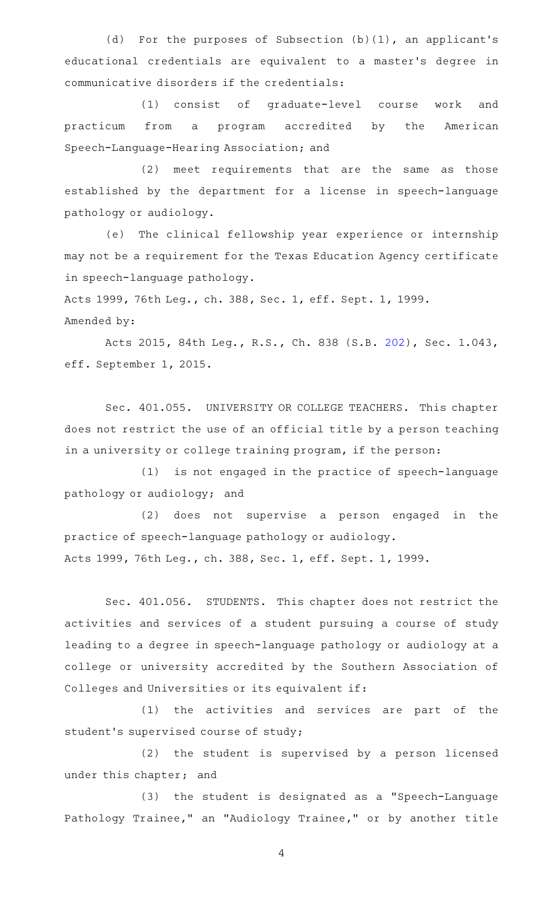(d) For the purposes of Subsection (b)(1), an applicant's educational credentials are equivalent to a master's degree in communicative disorders if the credentials:

(1) consist of graduate-level course work and practicum from a program accredited by the American Speech-Language-Hearing Association; and

(2) meet requirements that are the same as those established by the department for a license in speech-language pathology or audiology.

(e) The clinical fellowship year experience or internship may not be a requirement for the Texas Education Agency certificate in speech-language pathology.

Acts 1999, 76th Leg., ch. 388, Sec. 1, eff. Sept. 1, 1999.

Amended by:

Acts 2015, 84th Leg., R.S., Ch. 838 (S.B. 202), Sec. 1.043, eff. September 1, 2015.

Sec. 401.055. UNIVERSITY OR COLLEGE TEACHERS. This chapter does not restrict the use of an official title by a person teaching in a university or college training program, if the person:

(1) is not engaged in the practice of speech-language pathology or audiology; and

(2) does not supervise a person engaged in the practice of speech-language pathology or audiology.

Acts 1999, 76th Leg., ch. 388, Sec. 1, eff. Sept. 1, 1999.

Sec. 401.056. STUDENTS. This chapter does not restrict the activities and services of a student pursuing a course of study leading to a degree in speech-language pathology or audiology at a college or university accredited by the Southern Association of Colleges and Universities or its equivalent if:

(1) the activities and services are part of the student's supervised course of study;

(2) the student is supervised by a person licensed under this chapter; and

(3) the student is designated as a "Speech-Language Pathology Trainee," an "Audiology Trainee," or by another title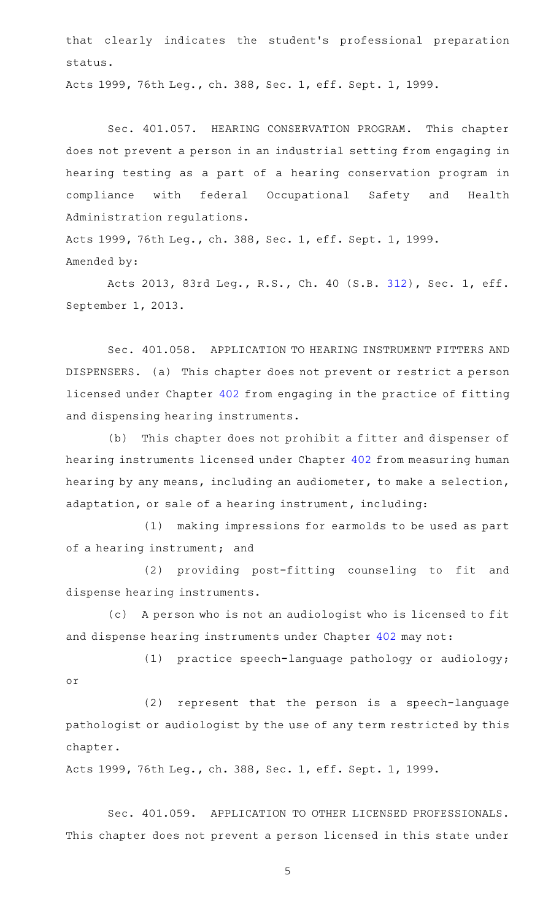that clearly indicates the student's professional preparation status.

Acts 1999, 76th Leg., ch. 388, Sec. 1, eff. Sept. 1, 1999.

Sec. 401.057. HEARING CONSERVATION PROGRAM. This chapter does not prevent a person in an industrial setting from engaging in hearing testing as a part of a hearing conservation program in compliance with federal Occupational Safety and Health Administration regulations.

Acts 1999, 76th Leg., ch. 388, Sec. 1, eff. Sept. 1, 1999.
Amended by:

Acts 2013, 83rd Leg., R.S., Ch. 40 (S.B. 312), Sec. 1, eff. September 1, 2013.

Sec. 401.058. APPLICATION TO HEARING INSTRUMENT FITTERS AND DISPENSERS. (a) This chapter does not prevent or restrict a person licensed under Chapter 402 from engaging in the practice of fitting and dispensing hearing instruments.

(b) This chapter does not prohibit a fitter and dispenser of hearing instruments licensed under Chapter 402 from measuring human hearing by any means, including an audiometer, to make a selection, adaptation, or sale of a hearing instrument, including:

(1) making impressions for earmolds to be used as part of a hearing instrument; and

(2) providing post-fitting counseling to fit and dispense hearing instruments.

(c) A person who is not an audiologist who is licensed to fit and dispense hearing instruments under Chapter 402 may not:

(1) practice speech-language pathology or audiology; or

(2) represent that the person is a speech-language pathologist or audiologist by the use of any term restricted by this chapter.

Acts 1999, 76th Leg., ch. 388, Sec. 1, eff. Sept. 1, 1999.

Sec. 401.059. APPLICATION TO OTHER LICENSED PROFESSIONALS. This chapter does not prevent a person licensed in this state under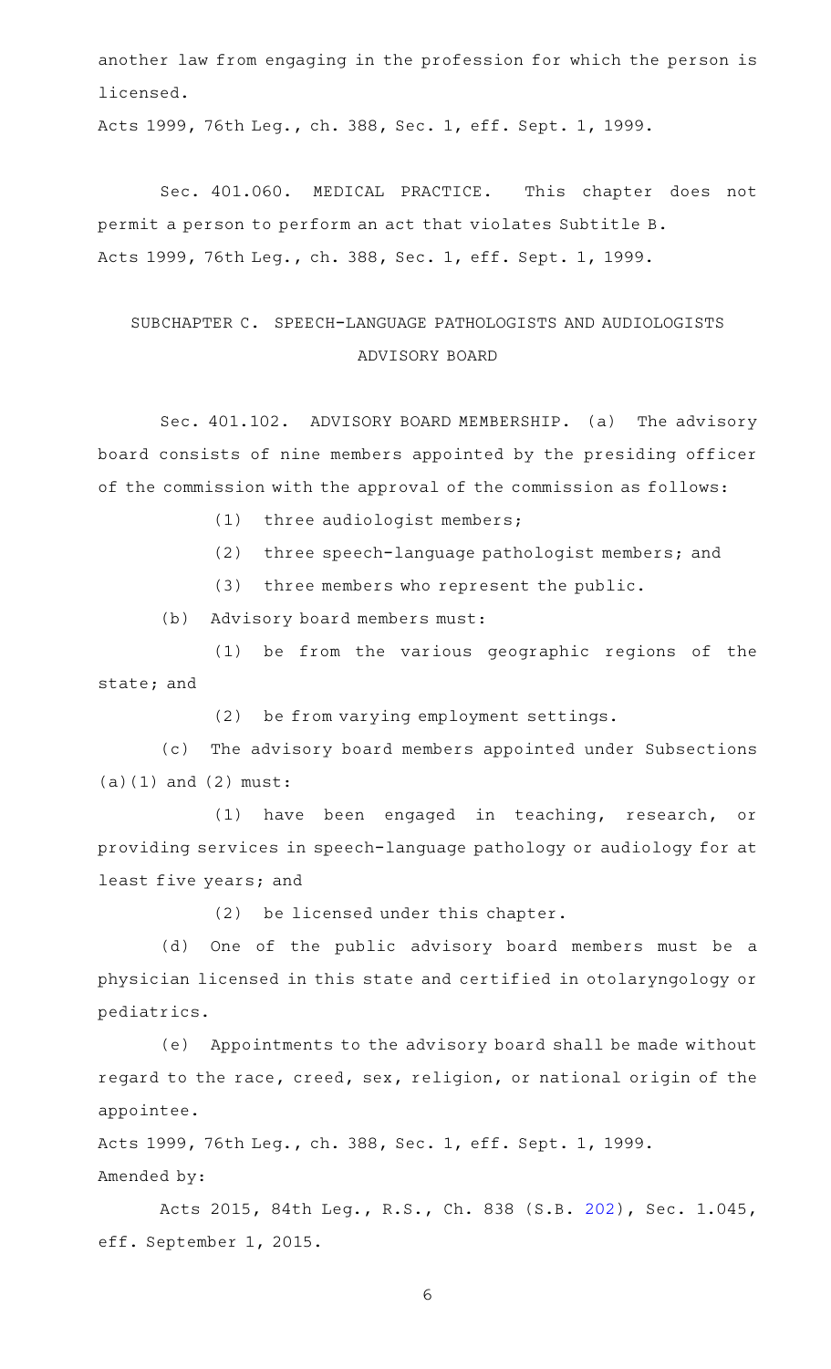another law from engaging in the profession for which the person is licensed.

Acts 1999, 76th Leg., ch. 388, Sec. 1, eff. Sept. 1, 1999.

Sec. 401.060. MEDICAL PRACTICE. This chapter does not permit a person to perform an act that violates Subtitle B.

Acts 1999, 76th Leg., ch. 388, Sec. 1, eff. Sept. 1, 1999.

## SUBCHAPTER C. SPEECH-LANGUAGE PATHOLOGISTS AND AUDIOLOGISTS ADVISORY BOARD

Sec. 401.102. ADVISORY BOARD MEMBERSHIP. (a) The advisory board consists of nine members appointed by the presiding officer of the commission with the approval of the commission as follows:

(1) three audiologist members;

(2) three speech-language pathologist members; and

(3) three members who represent the public.

(b) Advisory board members must:

(1) be from the various geographic regions of the state; and

(2) be from varying employment settings.

(c) The advisory board members appointed under Subsections (a)(1) and (2) must:

(1) have been engaged in teaching, research, or providing services in speech-language pathology or audiology for at least five years; and

(2) be licensed under this chapter.

(d) One of the public advisory board members must be a physician licensed in this state and certified in otolaryngology or pediatrics.

(e) Appointments to the advisory board shall be made without regard to the race, creed, sex, religion, or national origin of the appointee.

Acts 1999, 76th Leg., ch. 388, Sec. 1, eff. Sept. 1, 1999.

Amended by:

Acts 2015, 84th Leg., R.S., Ch. 838 (S.B. 202), Sec. 1.045, eff. September 1, 2015.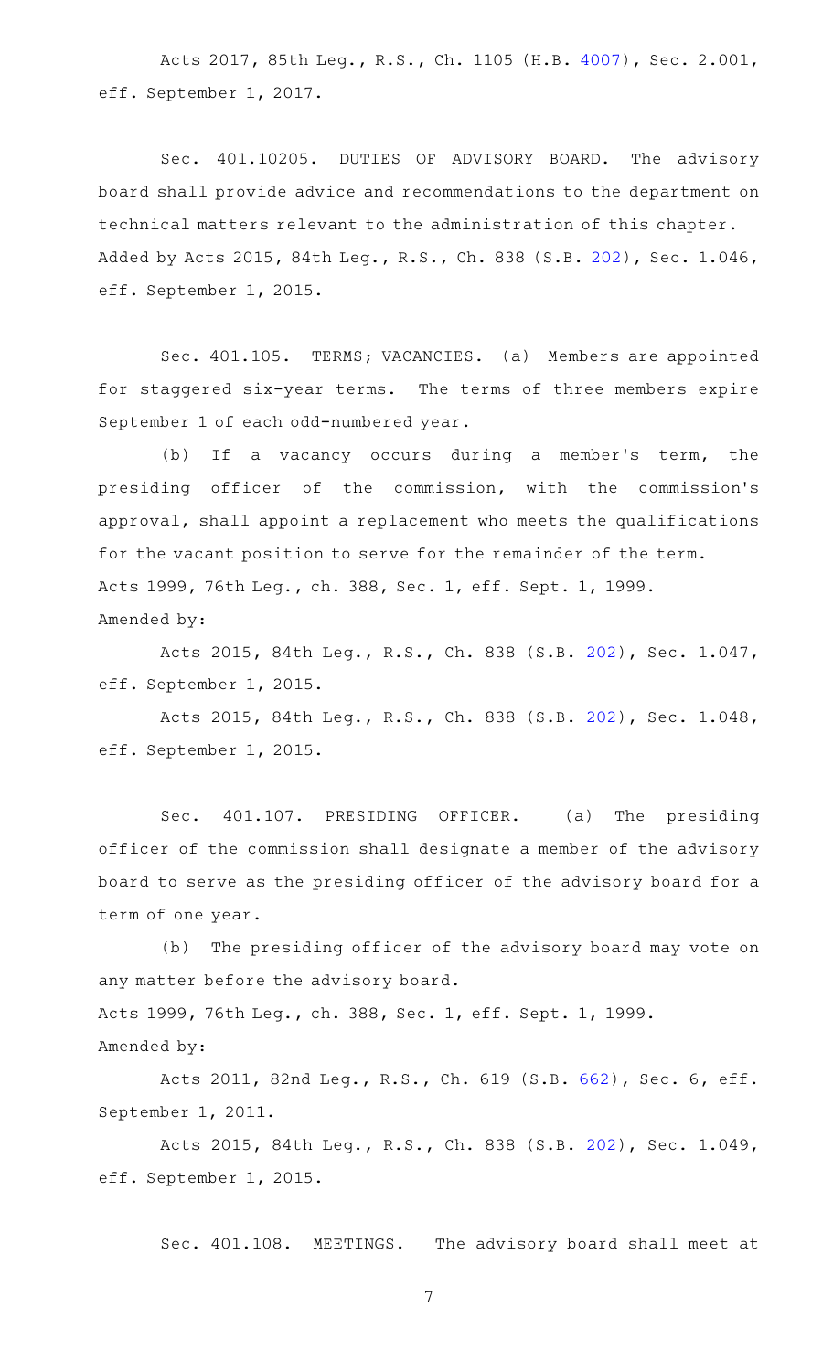Acts 2017, 85th Leg., R.S., Ch. 1105 (H.B. 4007), Sec. 2.001, eff. September 1, 2017.

Sec. 401.10205. DUTIES OF ADVISORY BOARD. The advisory board shall provide advice and recommendations to the department on technical matters relevant to the administration of this chapter.
Added by Acts 2015, 84th Leg., R.S., Ch. 838 (S.B. 202), Sec. 1.046, eff. September 1, 2015.

Sec. 401.105. TERMS; VACANCIES. (a) Members are appointed for staggered six-year terms. The terms of three members expire September 1 of each odd-numbered year.

(b) If a vacancy occurs during a member's term, the presiding officer of the commission, with the commission's approval, shall appoint a replacement who meets the qualifications for the vacant position to serve for the remainder of the term.
Acts 1999, 76th Leg., ch. 388, Sec. 1, eff. Sept. 1, 1999.
Amended by:

Acts 2015, 84th Leg., R.S., Ch. 838 (S.B. 202), Sec. 1.047, eff. September 1, 2015.

Acts 2015, 84th Leg., R.S., Ch. 838 (S.B. 202), Sec. 1.048, eff. September 1, 2015.

Sec. 401.107. PRESIDING OFFICER. (a) The presiding officer of the commission shall designate a member of the advisory board to serve as the presiding officer of the advisory board for a term of one year.

(b) The presiding officer of the advisory board may vote on any matter before the advisory board.
Acts 1999, 76th Leg., ch. 388, Sec. 1, eff. Sept. 1, 1999.
Amended by:

Acts 2011, 82nd Leg., R.S., Ch. 619 (S.B. 662), Sec. 6, eff. September 1, 2011.

Acts 2015, 84th Leg., R.S., Ch. 838 (S.B. 202), Sec. 1.049, eff. September 1, 2015.

Sec. 401.108. MEETINGS. The advisory board shall meet at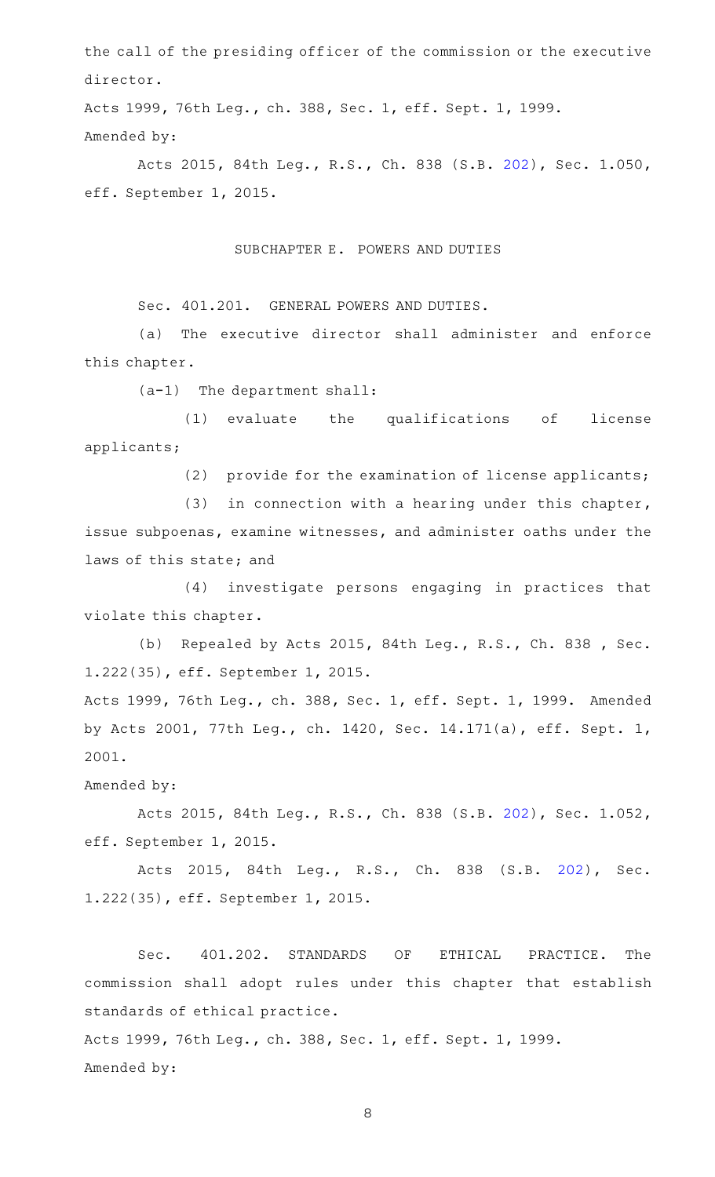the call of the presiding officer of the commission or the executive director.

Acts 1999, 76th Leg., ch. 388, Sec. 1, eff. Sept. 1, 1999.

Amended by:

Acts 2015, 84th Leg., R.S., Ch. 838 (S.B. 202), Sec. 1.050, eff. September 1, 2015.

## SUBCHAPTER E. POWERS AND DUTIES

Sec. 401.201. GENERAL POWERS AND DUTIES.

(a) The executive director shall administer and enforce this chapter.

(a-1) The department shall:

(1) evaluate the qualifications of license applicants;

(2) provide for the examination of license applicants;

(3) in connection with a hearing under this chapter, issue subpoenas, examine witnesses, and administer oaths under the laws of this state; and

(4) investigate persons engaging in practices that violate this chapter.

(b) Repealed by Acts 2015, 84th Leg., R.S., Ch. 838 , Sec. 1.222(35), eff. September 1, 2015.

Acts 1999, 76th Leg., ch. 388, Sec. 1, eff. Sept. 1, 1999. Amended by Acts 2001, 77th Leg., ch. 1420, Sec. 14.171(a), eff. Sept. 1, 2001.

Amended by:

Acts 2015, 84th Leg., R.S., Ch. 838 (S.B. 202), Sec. 1.052, eff. September 1, 2015.

Acts 2015, 84th Leg., R.S., Ch. 838 (S.B. 202), Sec. 1.222(35), eff. September 1, 2015.

Sec. 401.202. STANDARDS OF ETHICAL PRACTICE. The commission shall adopt rules under this chapter that establish standards of ethical practice.

Acts 1999, 76th Leg., ch. 388, Sec. 1, eff. Sept. 1, 1999.

Amended by: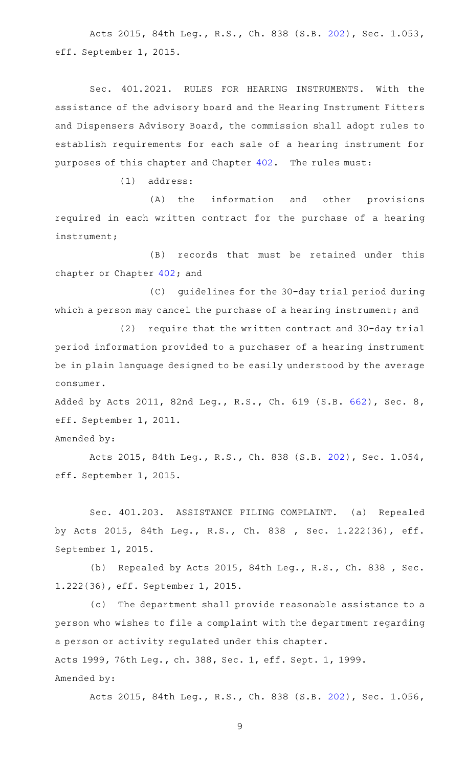Acts 2015, 84th Leg., R.S., Ch. 838 (S.B. 202), Sec. 1.053, eff. September 1, 2015.

Sec. 401.2021. RULES FOR HEARING INSTRUMENTS. With the assistance of the advisory board and the Hearing Instrument Fitters and Dispensers Advisory Board, the commission shall adopt rules to establish requirements for each sale of a hearing instrument for purposes of this chapter and Chapter 402. The rules must:

(1) address:

(A) the information and other provisions required in each written contract for the purchase of a hearing instrument;

(B) records that must be retained under this chapter or Chapter 402; and

(C) guidelines for the 30-day trial period during which a person may cancel the purchase of a hearing instrument; and

(2) require that the written contract and 30-day trial period information provided to a purchaser of a hearing instrument be in plain language designed to be easily understood by the average consumer.

Added by Acts 2011, 82nd Leg., R.S., Ch. 619 (S.B. 662), Sec. 8, eff. September 1, 2011.

Amended by:

Acts 2015, 84th Leg., R.S., Ch. 838 (S.B. 202), Sec. 1.054, eff. September 1, 2015.

Sec. 401.203. ASSISTANCE FILING COMPLAINT. (a) Repealed by Acts 2015, 84th Leg., R.S., Ch. 838 , Sec. 1.222(36), eff. September 1, 2015.

(b) Repealed by Acts 2015, 84th Leg., R.S., Ch. 838 , Sec. 1.222(36), eff. September 1, 2015.

(c) The department shall provide reasonable assistance to a person who wishes to file a complaint with the department regarding a person or activity regulated under this chapter.

Acts 1999, 76th Leg., ch. 388, Sec. 1, eff. Sept. 1, 1999.

Amended by:

Acts 2015, 84th Leg., R.S., Ch. 838 (S.B. 202), Sec. 1.056,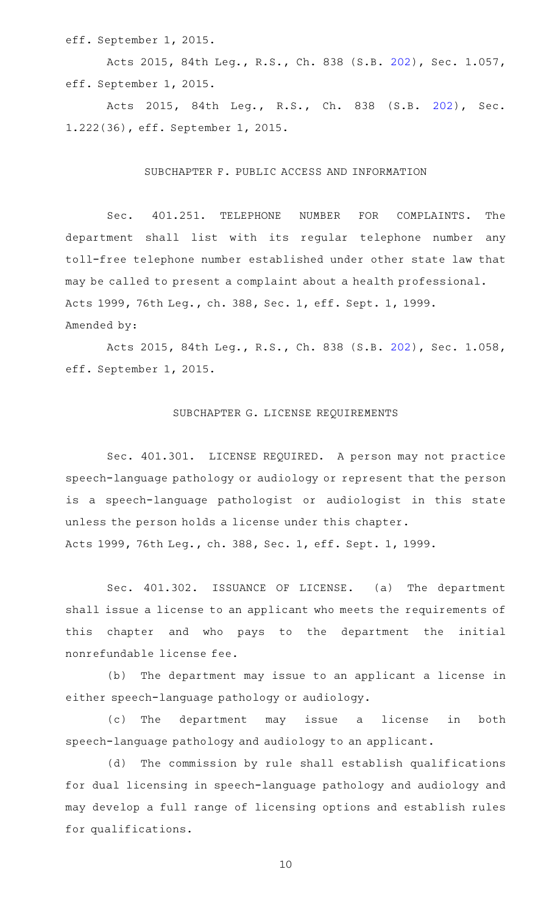eff. September 1, 2015.

Acts 2015, 84th Leg., R.S., Ch. 838 (S.B. 202), Sec. 1.057, eff. September 1, 2015.

Acts 2015, 84th Leg., R.S., Ch. 838 (S.B. 202), Sec. 1.222(36), eff. September 1, 2015.

## SUBCHAPTER F. PUBLIC ACCESS AND INFORMATION

Sec. 401.251. TELEPHONE NUMBER FOR COMPLAINTS. The department shall list with its regular telephone number any toll-free telephone number established under other state law that may be called to present a complaint about a health professional.
Acts 1999, 76th Leg., ch. 388, Sec. 1, eff. Sept. 1, 1999.
Amended by:

Acts 2015, 84th Leg., R.S., Ch. 838 (S.B. 202), Sec. 1.058, eff. September 1, 2015.

## SUBCHAPTER G. LICENSE REQUIREMENTS

Sec. 401.301. LICENSE REQUIRED. A person may not practice speech-language pathology or audiology or represent that the person is a speech-language pathologist or audiologist in this state unless the person holds a license under this chapter.
Acts 1999, 76th Leg., ch. 388, Sec. 1, eff. Sept. 1, 1999.

Sec. 401.302. ISSUANCE OF LICENSE. (a) The department shall issue a license to an applicant who meets the requirements of this chapter and who pays to the department the initial nonrefundable license fee.

(b) The department may issue to an applicant a license in either speech-language pathology or audiology.

(c) The department may issue a license in both speech-language pathology and audiology to an applicant.

(d) The commission by rule shall establish qualifications for dual licensing in speech-language pathology and audiology and may develop a full range of licensing options and establish rules for qualifications.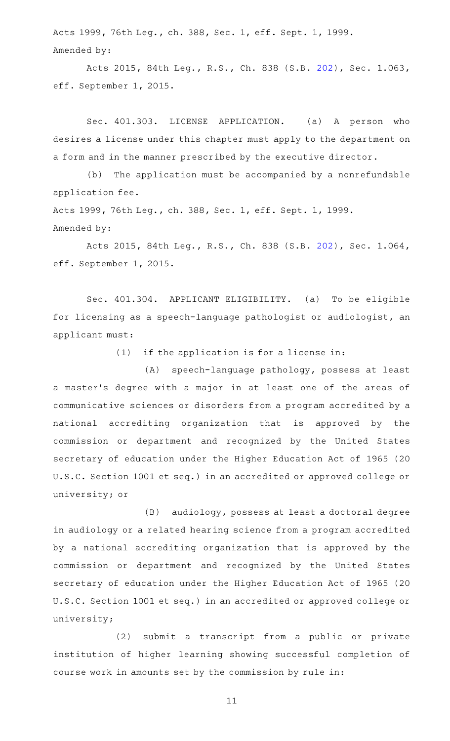Acts 1999, 76th Leg., ch. 388, Sec. 1, eff. Sept. 1, 1999.

Amended by:

Acts 2015, 84th Leg., R.S., Ch. 838 (S.B. 202), Sec. 1.063, eff. September 1, 2015.

Sec. 401.303. LICENSE APPLICATION. (a) A person who desires a license under this chapter must apply to the department on a form and in the manner prescribed by the executive director.

(b) The application must be accompanied by a nonrefundable application fee.

Acts 1999, 76th Leg., ch. 388, Sec. 1, eff. Sept. 1, 1999.

Amended by:

Acts 2015, 84th Leg., R.S., Ch. 838 (S.B. 202), Sec. 1.064, eff. September 1, 2015.

Sec. 401.304. APPLICANT ELIGIBILITY. (a) To be eligible for licensing as a speech-language pathologist or audiologist, an applicant must:

(1) if the application is for a license in:

(A) speech-language pathology, possess at least a master's degree with a major in at least one of the areas of communicative sciences or disorders from a program accredited by a national accrediting organization that is approved by the commission or department and recognized by the United States secretary of education under the Higher Education Act of 1965 (20 U.S.C. Section 1001 et seq.) in an accredited or approved college or university; or

(B) audiology, possess at least a doctoral degree in audiology or a related hearing science from a program accredited by a national accrediting organization that is approved by the commission or department and recognized by the United States secretary of education under the Higher Education Act of 1965 (20 U.S.C. Section 1001 et seq.) in an accredited or approved college or university;

(2) submit a transcript from a public or private institution of higher learning showing successful completion of course work in amounts set by the commission by rule in: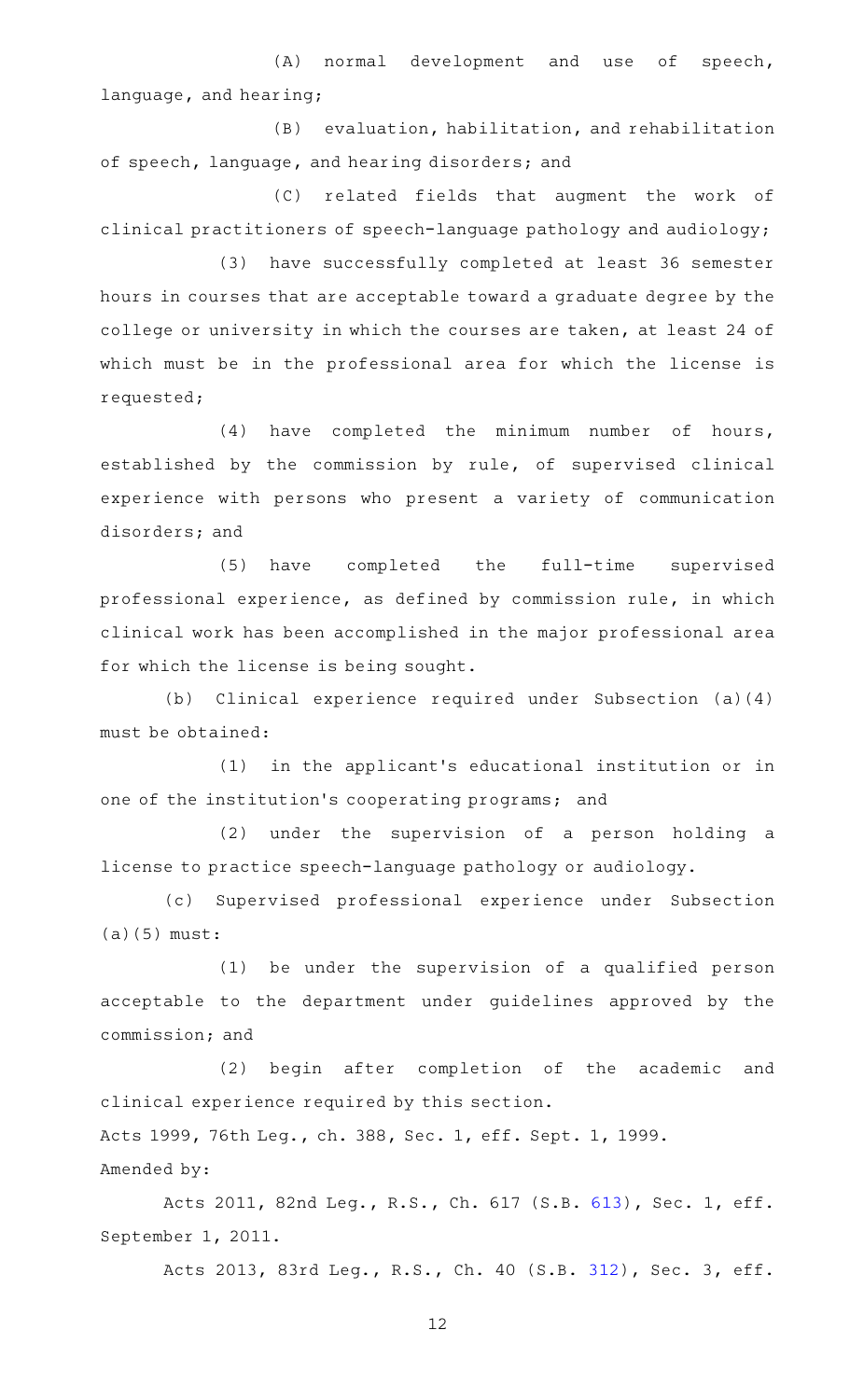(A) normal development and use of speech, language, and hearing;

(B) evaluation, habilitation, and rehabilitation of speech, language, and hearing disorders; and

(C) related fields that augment the work of clinical practitioners of speech-language pathology and audiology;

(3) have successfully completed at least 36 semester hours in courses that are acceptable toward a graduate degree by the college or university in which the courses are taken, at least 24 of which must be in the professional area for which the license is requested;

(4) have completed the minimum number of hours, established by the commission by rule, of supervised clinical experience with persons who present a variety of communication disorders; and

(5) have completed the full-time supervised professional experience, as defined by commission rule, in which clinical work has been accomplished in the major professional area for which the license is being sought.

(b) Clinical experience required under Subsection (a)(4) must be obtained:

(1) in the applicant's educational institution or in one of the institution's cooperating programs; and

(2) under the supervision of a person holding a license to practice speech-language pathology or audiology.

(c) Supervised professional experience under Subsection (a)(5) must:

(1) be under the supervision of a qualified person acceptable to the department under guidelines approved by the commission; and

(2) begin after completion of the academic and clinical experience required by this section.

Acts 1999, 76th Leg., ch. 388, Sec. 1, eff. Sept. 1, 1999.

Amended by:

Acts 2011, 82nd Leg., R.S., Ch. 617 (S.B. 613), Sec. 1, eff. September 1, 2011.

Acts 2013, 83rd Leg., R.S., Ch. 40 (S.B. 312), Sec. 3, eff.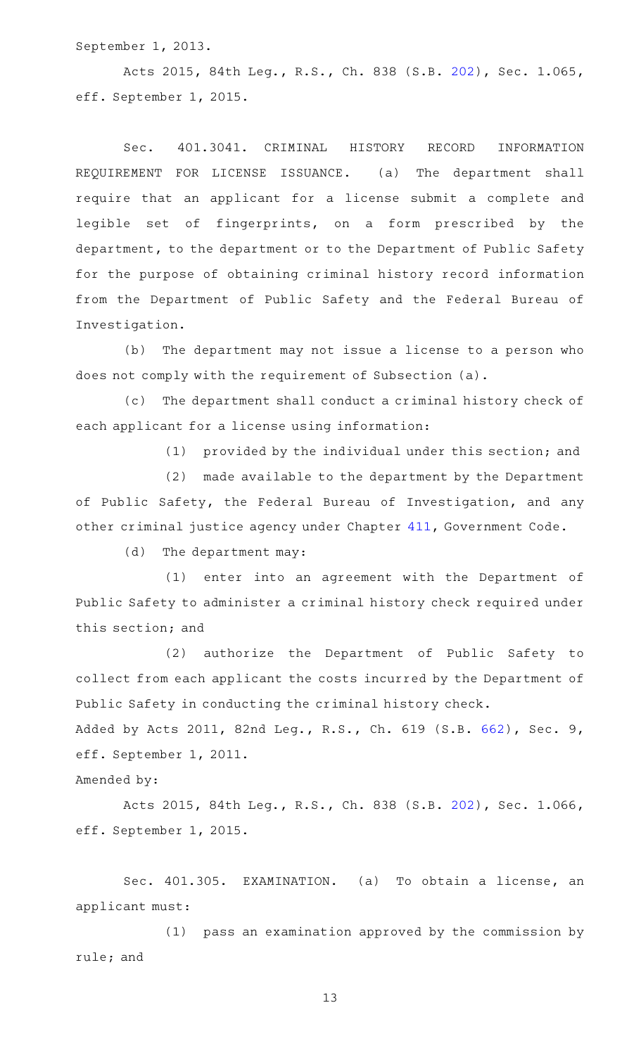September 1, 2013.

Acts 2015, 84th Leg., R.S., Ch. 838 (S.B. 202), Sec. 1.065, eff. September 1, 2015.

Sec. 401.3041. CRIMINAL HISTORY RECORD INFORMATION REQUIREMENT FOR LICENSE ISSUANCE. (a) The department shall require that an applicant for a license submit a complete and legible set of fingerprints, on a form prescribed by the department, to the department or to the Department of Public Safety for the purpose of obtaining criminal history record information from the Department of Public Safety and the Federal Bureau of Investigation.

(b) The department may not issue a license to a person who does not comply with the requirement of Subsection (a).

(c) The department shall conduct a criminal history check of each applicant for a license using information:

(1) provided by the individual under this section; and

(2) made available to the department by the Department of Public Safety, the Federal Bureau of Investigation, and any other criminal justice agency under Chapter 411, Government Code.

(d) The department may:

(1) enter into an agreement with the Department of Public Safety to administer a criminal history check required under this section; and

(2) authorize the Department of Public Safety to collect from each applicant the costs incurred by the Department of Public Safety in conducting the criminal history check.

Added by Acts 2011, 82nd Leg., R.S., Ch. 619 (S.B. 662), Sec. 9, eff. September 1, 2011.

Amended by:

Acts 2015, 84th Leg., R.S., Ch. 838 (S.B. 202), Sec. 1.066, eff. September 1, 2015.

Sec. 401.305. EXAMINATION. (a) To obtain a license, an applicant must:

(1) pass an examination approved by the commission by rule; and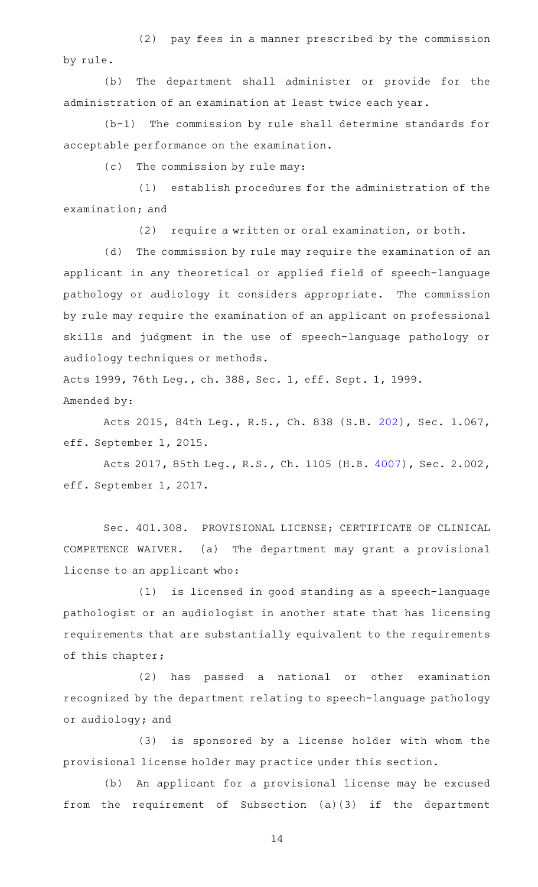(2) pay fees in a manner prescribed by the commission by rule.

(b) The department shall administer or provide for the administration of an examination at least twice each year.

(b-1) The commission by rule shall determine standards for acceptable performance on the examination.

(c) The commission by rule may:

(1) establish procedures for the administration of the examination; and

(2) require a written or oral examination, or both.

(d) The commission by rule may require the examination of an applicant in any theoretical or applied field of speech-language pathology or audiology it considers appropriate. The commission by rule may require the examination of an applicant on professional skills and judgment in the use of speech-language pathology or audiology techniques or methods.

Acts 1999, 76th Leg., ch. 388, Sec. 1, eff. Sept. 1, 1999.

Amended by:

Acts 2015, 84th Leg., R.S., Ch. 838 (S.B. 202), Sec. 1.067, eff. September 1, 2015.

Acts 2017, 85th Leg., R.S., Ch. 1105 (H.B. 4007), Sec. 2.002, eff. September 1, 2017.

Sec. 401.308. PROVISIONAL LICENSE; CERTIFICATE OF CLINICAL COMPETENCE WAIVER. (a) The department may grant a provisional license to an applicant who:

(1) is licensed in good standing as a speech-language pathologist or an audiologist in another state that has licensing requirements that are substantially equivalent to the requirements of this chapter;

(2) has passed a national or other examination recognized by the department relating to speech-language pathology or audiology; and

(3) is sponsored by a license holder with whom the provisional license holder may practice under this section.

(b) An applicant for a provisional license may be excused from the requirement of Subsection (a)(3) if the department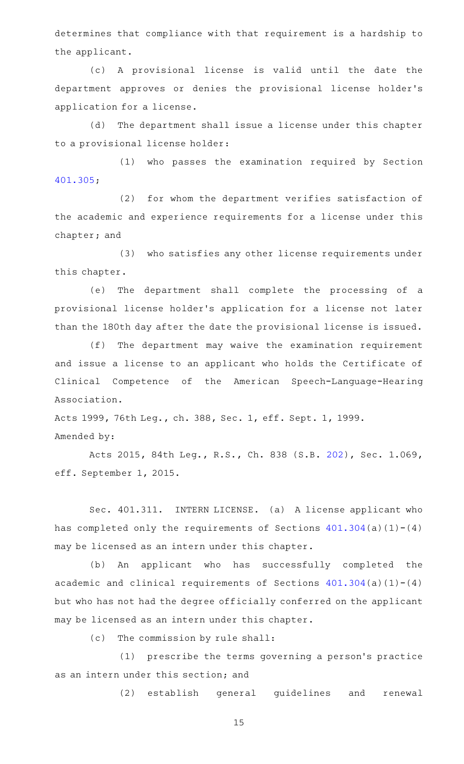determines that compliance with that requirement is a hardship to the applicant.

(c) A provisional license is valid until the date the department approves or denies the provisional license holder's application for a license.

(d) The department shall issue a license under this chapter to a provisional license holder:

(1) who passes the examination required by Section 401.305;

(2) for whom the department verifies satisfaction of the academic and experience requirements for a license under this chapter; and

(3) who satisfies any other license requirements under this chapter.

(e) The department shall complete the processing of a provisional license holder's application for a license not later than the 180th day after the date the provisional license is issued.

(f) The department may waive the examination requirement and issue a license to an applicant who holds the Certificate of Clinical Competence of the American Speech-Language-Hearing Association.

Acts 1999, 76th Leg., ch. 388, Sec. 1, eff. Sept. 1, 1999.

Amended by:

Acts 2015, 84th Leg., R.S., Ch. 838 (S.B. 202), Sec. 1.069, eff. September 1, 2015.

Sec. 401.311. INTERN LICENSE. (a) A license applicant who has completed only the requirements of Sections 401.304(a)(1)-(4) may be licensed as an intern under this chapter.

(b) An applicant who has successfully completed the academic and clinical requirements of Sections 401.304(a)(1)-(4) but who has not had the degree officially conferred on the applicant may be licensed as an intern under this chapter.

(c) The commission by rule shall:

(1) prescribe the terms governing a person's practice as an intern under this section; and

(2) establish general guidelines and renewal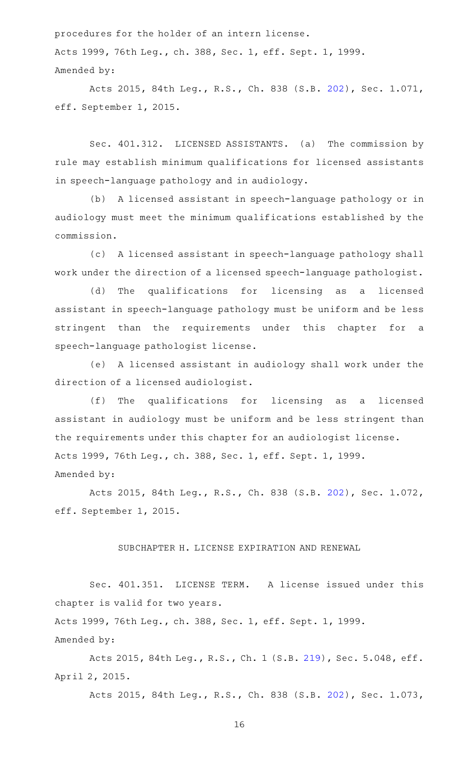procedures for the holder of an intern license.

Acts 1999, 76th Leg., ch. 388, Sec. 1, eff. Sept. 1, 1999.

Amended by:

Acts 2015, 84th Leg., R.S., Ch. 838 (S.B. 202), Sec. 1.071, eff. September 1, 2015.

Sec. 401.312. LICENSED ASSISTANTS. (a) The commission by rule may establish minimum qualifications for licensed assistants in speech-language pathology and in audiology.

(b) A licensed assistant in speech-language pathology or in audiology must meet the minimum qualifications established by the commission.

(c) A licensed assistant in speech-language pathology shall work under the direction of a licensed speech-language pathologist.

(d) The qualifications for licensing as a licensed assistant in speech-language pathology must be uniform and be less stringent than the requirements under this chapter for a speech-language pathologist license.

(e) A licensed assistant in audiology shall work under the direction of a licensed audiologist.

(f) The qualifications for licensing as a licensed assistant in audiology must be uniform and be less stringent than the requirements under this chapter for an audiologist license.

Acts 1999, 76th Leg., ch. 388, Sec. 1, eff. Sept. 1, 1999.

Amended by:

Acts 2015, 84th Leg., R.S., Ch. 838 (S.B. 202), Sec. 1.072, eff. September 1, 2015.

SUBCHAPTER H. LICENSE EXPIRATION AND RENEWAL

Sec. 401.351. LICENSE TERM. A license issued under this chapter is valid for two years.

Acts 1999, 76th Leg., ch. 388, Sec. 1, eff. Sept. 1, 1999.

Amended by:

Acts 2015, 84th Leg., R.S., Ch. 1 (S.B. 219), Sec. 5.048, eff. April 2, 2015.

Acts 2015, 84th Leg., R.S., Ch. 838 (S.B. 202), Sec. 1.073,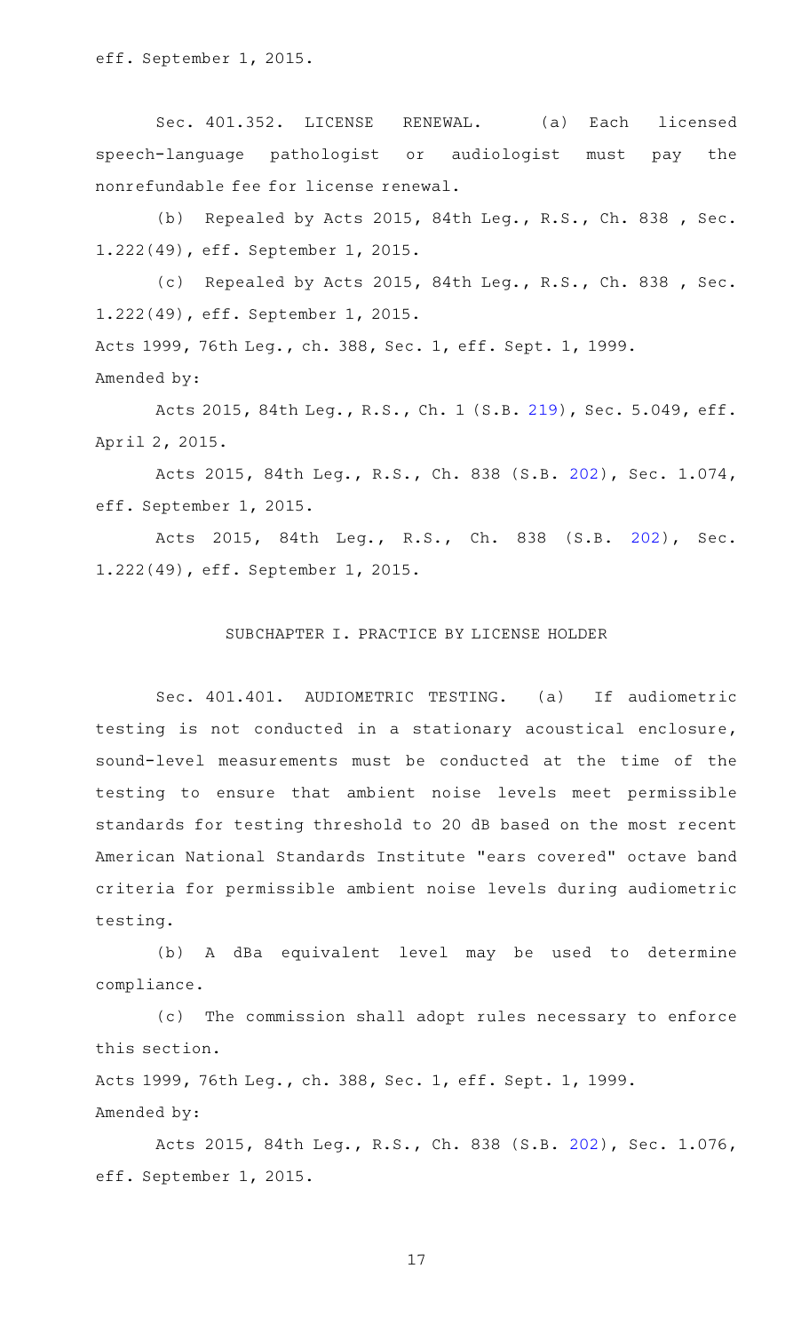eff. September 1, 2015.

Sec. 401.352. LICENSE RENEWAL. (a) Each licensed speech-language pathologist or audiologist must pay the nonrefundable fee for license renewal.

(b) Repealed by Acts 2015, 84th Leg., R.S., Ch. 838 , Sec. 1.222(49), eff. September 1, 2015.

(c) Repealed by Acts 2015, 84th Leg., R.S., Ch. 838 , Sec. 1.222(49), eff. September 1, 2015.

Acts 1999, 76th Leg., ch. 388, Sec. 1, eff. Sept. 1, 1999.

Amended by:

Acts 2015, 84th Leg., R.S., Ch. 1 (S.B. 219), Sec. 5.049, eff. April 2, 2015.

Acts 2015, 84th Leg., R.S., Ch. 838 (S.B. 202), Sec. 1.074, eff. September 1, 2015.

Acts 2015, 84th Leg., R.S., Ch. 838 (S.B. 202), Sec. 1.222(49), eff. September 1, 2015.

## SUBCHAPTER I. PRACTICE BY LICENSE HOLDER

Sec. 401.401. AUDIOMETRIC TESTING. (a) If audiometric testing is not conducted in a stationary acoustical enclosure, sound-level measurements must be conducted at the time of the testing to ensure that ambient noise levels meet permissible standards for testing threshold to 20 dB based on the most recent American National Standards Institute "ears covered" octave band criteria for permissible ambient noise levels during audiometric testing.

(b) A dBa equivalent level may be used to determine compliance.

(c) The commission shall adopt rules necessary to enforce this section.

Acts 1999, 76th Leg., ch. 388, Sec. 1, eff. Sept. 1, 1999.

Amended by:

Acts 2015, 84th Leg., R.S., Ch. 838 (S.B. 202), Sec. 1.076, eff. September 1, 2015.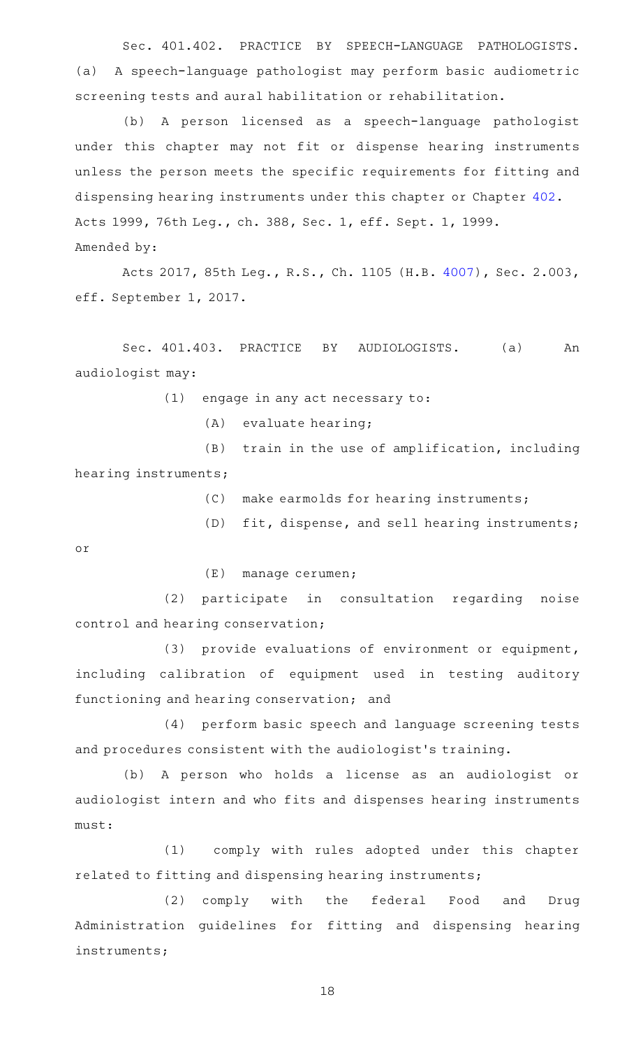Sec. 401.402. PRACTICE BY SPEECH-LANGUAGE PATHOLOGISTS. (a) A speech-language pathologist may perform basic audiometric screening tests and aural habilitation or rehabilitation.

(b) A person licensed as a speech-language pathologist under this chapter may not fit or dispense hearing instruments unless the person meets the specific requirements for fitting and dispensing hearing instruments under this chapter or Chapter 402.

Acts 1999, 76th Leg., ch. 388, Sec. 1, eff. Sept. 1, 1999.

Amended by:

Acts 2017, 85th Leg., R.S., Ch. 1105 (H.B. 4007), Sec. 2.003, eff. September 1, 2017.

Sec. 401.403. PRACTICE BY AUDIOLOGISTS. (a) An audiologist may:

(1) engage in any act necessary to:

(A) evaluate hearing;

(B) train in the use of amplification, including hearing instruments;

(C) make earmolds for hearing instruments;

(D) fit, dispense, and sell hearing instruments; or

(E) manage cerumen;

(2) participate in consultation regarding noise control and hearing conservation;

(3) provide evaluations of environment or equipment, including calibration of equipment used in testing auditory functioning and hearing conservation; and

(4) perform basic speech and language screening tests and procedures consistent with the audiologist's training.

(b) A person who holds a license as an audiologist or audiologist intern and who fits and dispenses hearing instruments must:

(1) comply with rules adopted under this chapter related to fitting and dispensing hearing instruments;

(2) comply with the federal Food and Drug Administration guidelines for fitting and dispensing hearing instruments;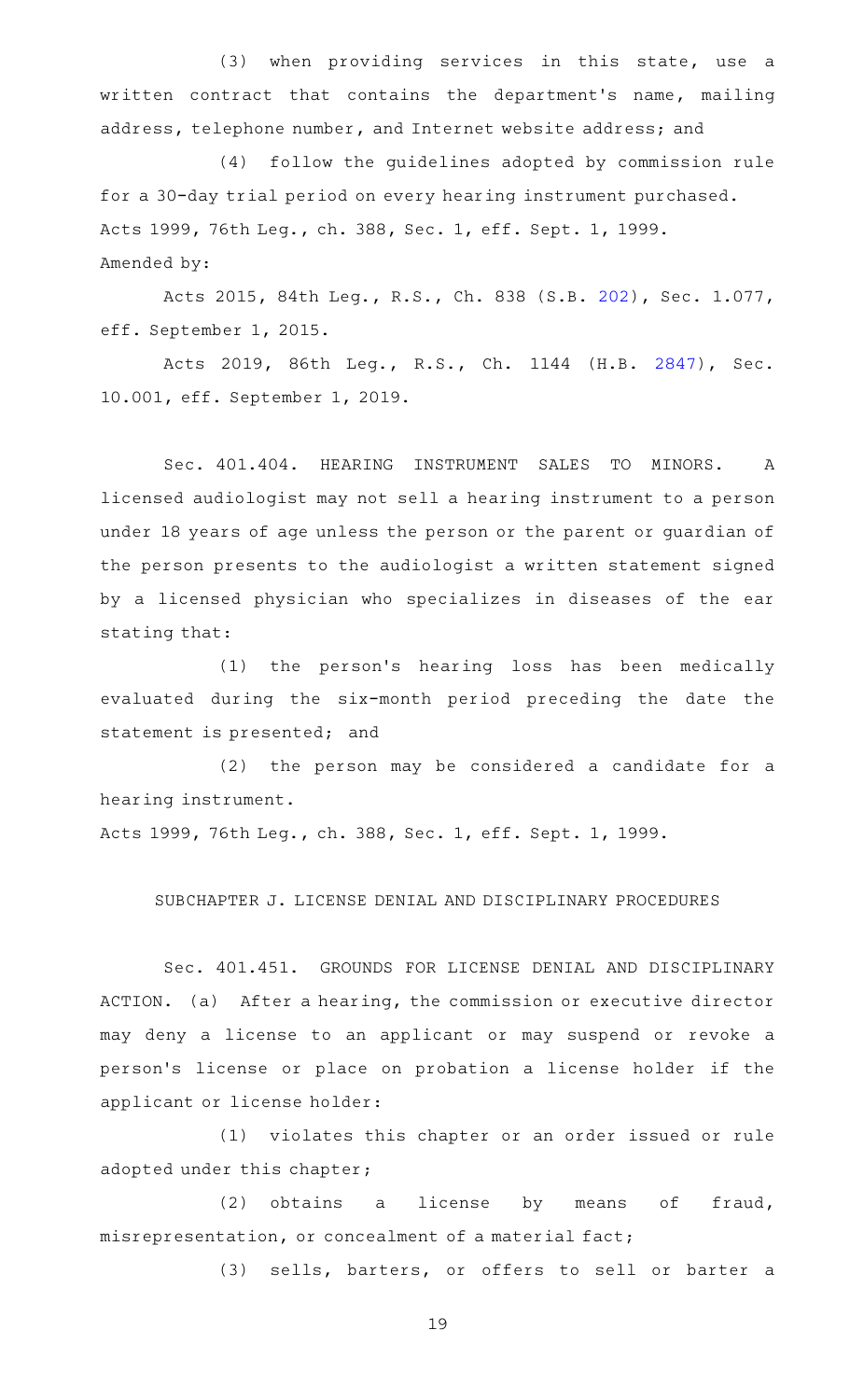(3) when providing services in this state, use a written contract that contains the department's name, mailing address, telephone number, and Internet website address; and

(4) follow the guidelines adopted by commission rule for a 30-day trial period on every hearing instrument purchased.

Acts 1999, 76th Leg., ch. 388, Sec. 1, eff. Sept. 1, 1999.

Amended by:

Acts 2015, 84th Leg., R.S., Ch. 838 (S.B. 202), Sec. 1.077, eff. September 1, 2015.

Acts 2019, 86th Leg., R.S., Ch. 1144 (H.B. 2847), Sec. 10.001, eff. September 1, 2019.

Sec. 401.404. HEARING INSTRUMENT SALES TO MINORS. A licensed audiologist may not sell a hearing instrument to a person under 18 years of age unless the person or the parent or guardian of the person presents to the audiologist a written statement signed by a licensed physician who specializes in diseases of the ear stating that:

(1) the person's hearing loss has been medically evaluated during the six-month period preceding the date the statement is presented; and

(2) the person may be considered a candidate for a hearing instrument.

Acts 1999, 76th Leg., ch. 388, Sec. 1, eff. Sept. 1, 1999.

## SUBCHAPTER J. LICENSE DENIAL AND DISCIPLINARY PROCEDURES

Sec. 401.451. GROUNDS FOR LICENSE DENIAL AND DISCIPLINARY ACTION. (a) After a hearing, the commission or executive director may deny a license to an applicant or may suspend or revoke a person's license or place on probation a license holder if the applicant or license holder:

(1) violates this chapter or an order issued or rule adopted under this chapter;

(2) obtains a license by means of fraud, misrepresentation, or concealment of a material fact;

(3) sells, barters, or offers to sell or barter a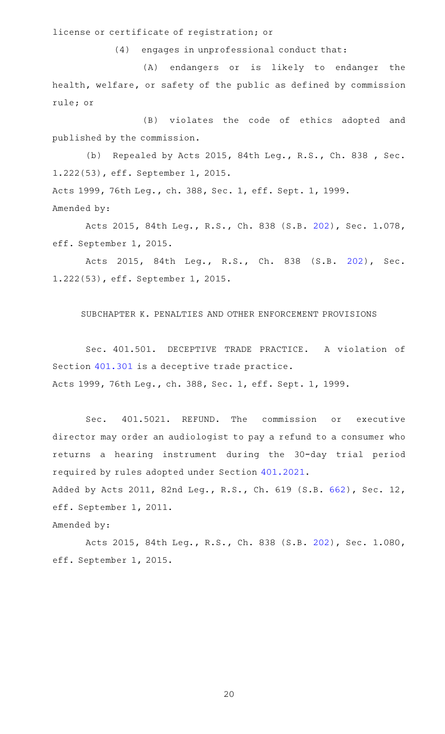license or certificate of registration; or

(4) engages in unprofessional conduct that:

(A) endangers or is likely to endanger the health, welfare, or safety of the public as defined by commission rule; or

(B) violates the code of ethics adopted and published by the commission.

(b) Repealed by Acts 2015, 84th Leg., R.S., Ch. 838 , Sec. 1.222(53), eff. September 1, 2015.

Acts 1999, 76th Leg., ch. 388, Sec. 1, eff. Sept. 1, 1999.

Amended by:

Acts 2015, 84th Leg., R.S., Ch. 838 (S.B. 202), Sec. 1.078, eff. September 1, 2015.

Acts 2015, 84th Leg., R.S., Ch. 838 (S.B. 202), Sec. 1.222(53), eff. September 1, 2015.

SUBCHAPTER K. PENALTIES AND OTHER ENFORCEMENT PROVISIONS

Sec. 401.501. DECEPTIVE TRADE PRACTICE. A violation of Section 401.301 is a deceptive trade practice.

Acts 1999, 76th Leg., ch. 388, Sec. 1, eff. Sept. 1, 1999.

Sec. 401.5021. REFUND. The commission or executive director may order an audiologist to pay a refund to a consumer who returns a hearing instrument during the 30-day trial period required by rules adopted under Section 401.2021.

Added by Acts 2011, 82nd Leg., R.S., Ch. 619 (S.B. 662), Sec. 12, eff. September 1, 2011.

Amended by:

Acts 2015, 84th Leg., R.S., Ch. 838 (S.B. 202), Sec. 1.080, eff. September 1, 2015.